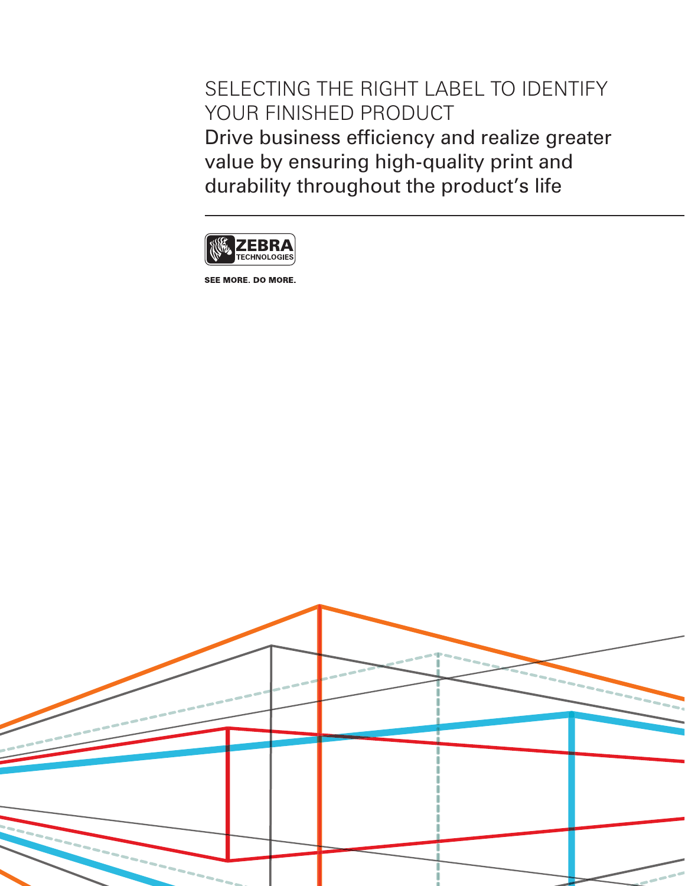# SELECTING THE RIGHT LABEL TO IDENTIFY YOUR FINISHED PRODUCT

## Drive business efficiency and realize greater value by ensuring high-quality print and durability throughout the product's life

ZEBRA TECHNOLOGIES

SEE MORE. DO MORE.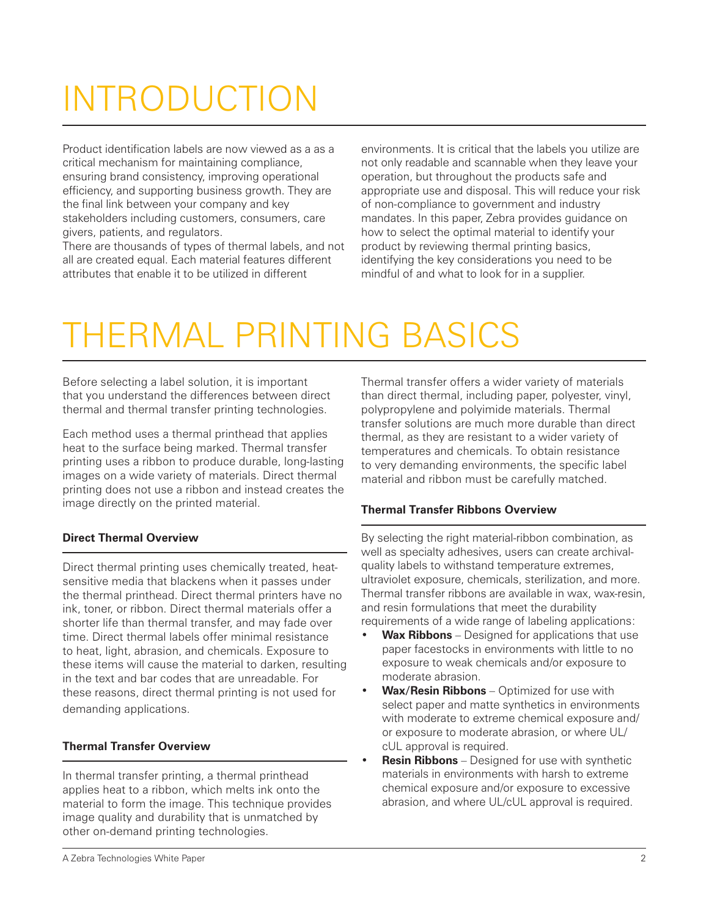# INTRODUCTION

Product identification labels are now viewed as a as a critical mechanism for maintaining compliance, ensuring brand consistency, improving operational efficiency, and supporting business growth. They are the final link between your company and key stakeholders including customers, consumers, care givers, patients, and regulators.

There are thousands of types of thermal labels, and not all are created equal. Each material features different attributes that enable it to be utilized in different environments. It is critical that the labels you utilize are not only readable and scannable when they leave your operation, but throughout the products safe and appropriate use and disposal. This will reduce your risk of non-compliance to government and industry mandates. In this paper, Zebra provides guidance on how to select the optimal material to identify your product by reviewing thermal printing basics, identifying the key considerations you need to be mindful of and what to look for in a supplier.

# THERMAL PRINTING BASICS

Before selecting a label solution, it is important that you understand the differences between direct thermal and thermal transfer printing technologies.

Each method uses a thermal printhead that applies heat to the surface being marked. Thermal transfer printing uses a ribbon to produce durable, long-lasting images on a wide variety of materials. Direct thermal printing does not use a ribbon and instead creates the image directly on the printed material.

### Direct Thermal Overview

Direct thermal printing uses chemically treated, heat-sensitive media that blackens when it passes under the thermal printhead. Direct thermal printers have no ink, toner, or ribbon. Direct thermal materials offer a shorter life than thermal transfer, and may fade over time. Direct thermal labels offer minimal resistance to heat, light, abrasion, and chemicals. Exposure to these items will cause the material to darken, resulting in the text and bar codes that are unreadable. For these reasons, direct thermal printing is not used for demanding applications.

### Thermal Transfer Overview

In thermal transfer printing, a thermal printhead applies heat to a ribbon, which melts ink onto the material to form the image. This technique provides image quality and durability that is unmatched by other on-demand printing technologies.

Thermal transfer offers a wider variety of materials than direct thermal, including paper, polyester, vinyl, polypropylene and polyimide materials. Thermal transfer solutions are much more durable than direct thermal, as they are resistant to a wider variety of temperatures and chemicals. To obtain resistance to very demanding environments, the specific label material and ribbon must be carefully matched.

### Thermal Transfer Ribbons Overview

By selecting the right material-ribbon combination, as well as specialty adhesives, users can create archival-quality labels to withstand temperature extremes, ultraviolet exposure, chemicals, sterilization, and more. Thermal transfer ribbons are available in wax, wax-resin, and resin formulations that meet the durability requirements of a wide range of labeling applications:

- **Wax Ribbons** – Designed for applications that use paper facestocks in environments with little to no exposure to weak chemicals and/or exposure to moderate abrasion.
- **Wax/Resin Ribbons** – Optimized for use with select paper and matte synthetics in environments with moderate to extreme chemical exposure and/or exposure to moderate abrasion, or where UL/cUL approval is required.
- **Resin Ribbons** – Designed for use with synthetic materials in environments with harsh to extreme chemical exposure and/or exposure to excessive abrasion, and where UL/cUL approval is required.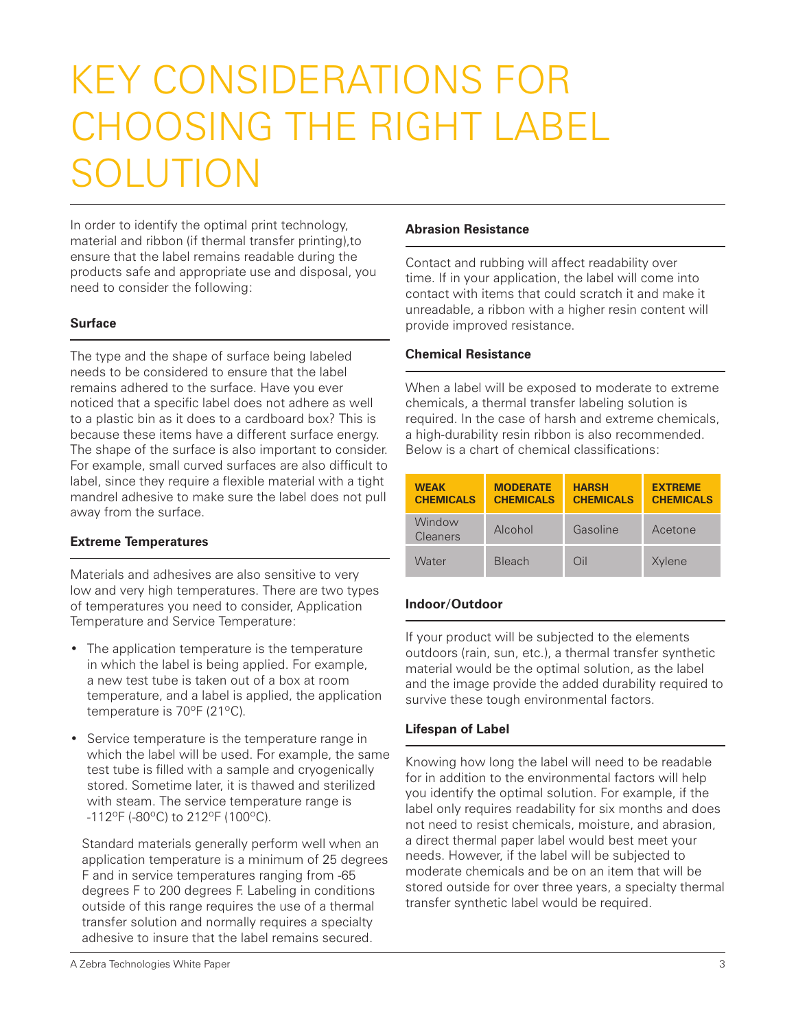# KEY CONSIDERATIONS FOR CHOOSING THE RIGHT LABEL SOLUTION

In order to identify the optimal print technology, material and ribbon (if thermal transfer printing),to ensure that the label remains readable during the products safe and appropriate use and disposal, you need to consider the following:

### Surface

The type and the shape of surface being labeled needs to be considered to ensure that the label remains adhered to the surface. Have you ever noticed that a specific label does not adhere as well to a plastic bin as it does to a cardboard box? This is because these items have a different surface energy. The shape of the surface is also important to consider. For example, small curved surfaces are also difficult to label, since they require a flexible material with a tight mandrel adhesive to make sure the label does not pull away from the surface.

### Extreme Temperatures

Materials and adhesives are also sensitive to very low and very high temperatures. There are two types of temperatures you need to consider, Application Temperature and Service Temperature:

- The application temperature is the temperature in which the label is being applied. For example, a new test tube is taken out of a box at room temperature, and a label is applied, the application temperature is 70ºF (21ºC).
- Service temperature is the temperature range in which the label will be used. For example, the same test tube is filled with a sample and cryogenically stored. Sometime later, it is thawed and sterilized with steam. The service temperature range is -112ºF (-80ºC) to 212ºF (100ºC).

Standard materials generally perform well when an application temperature is a minimum of 25 degrees F and in service temperatures ranging from -65 degrees F to 200 degrees F. Labeling in conditions outside of this range requires the use of a thermal transfer solution and normally requires a specialty adhesive to insure that the label remains secured.

### Abrasion Resistance

Contact and rubbing will affect readability over time. If in your application, the label will come into contact with items that could scratch it and make it unreadable, a ribbon with a higher resin content will provide improved resistance.

### Chemical Resistance

When a label will be exposed to moderate to extreme chemicals, a thermal transfer labeling solution is required. In the case of harsh and extreme chemicals, a high-durability resin ribbon is also recommended. Below is a chart of chemical classifications:

| WEAK CHEMICALS | MODERATE CHEMICALS | HARSH CHEMICALS | EXTREME CHEMICALS |
|---|---|---|---|
| Window Cleaners | Alcohol | Gasoline | Acetone |
| Water | Bleach | Oil | Xylene |

### Indoor/Outdoor

If your product will be subjected to the elements outdoors (rain, sun, etc.), a thermal transfer synthetic material would be the optimal solution, as the label and the image provide the added durability required to survive these tough environmental factors.

### Lifespan of Label

Knowing how long the label will need to be readable for in addition to the environmental factors will help you identify the optimal solution. For example, if the label only requires readability for six months and does not need to resist chemicals, moisture, and abrasion, a direct thermal paper label would best meet your needs. However, if the label will be subjected to moderate chemicals and be on an item that will be stored outside for over three years, a specialty thermal transfer synthetic label would be required.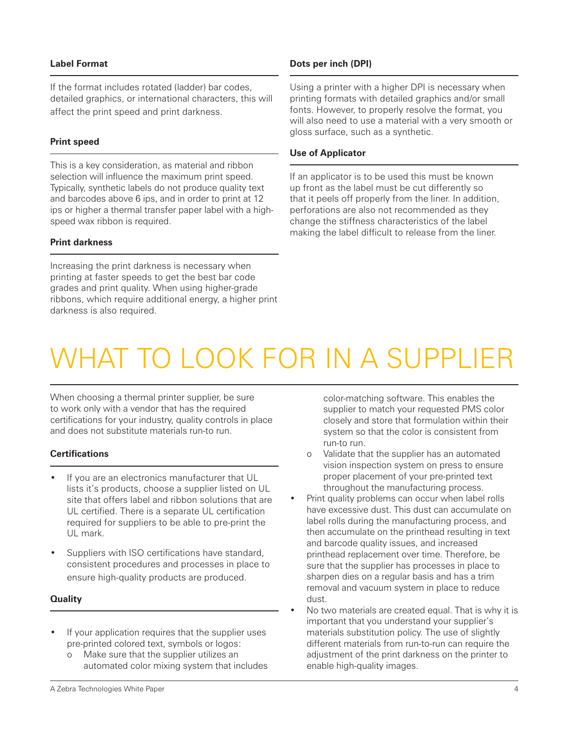### Label Format

If the format includes rotated (ladder) bar codes, detailed graphics, or international characters, this will affect the print speed and print darkness.

### Print speed

This is a key consideration, as material and ribbon selection will influence the maximum print speed. Typically, synthetic labels do not produce quality text and barcodes above 6 ips, and in order to print at 12 ips or higher a thermal transfer paper label with a high-speed wax ribbon is required.

### Print darkness

Increasing the print darkness is necessary when printing at faster speeds to get the best bar code grades and print quality. When using higher-grade ribbons, which require additional energy, a higher print darkness is also required.

### Dots per inch (DPI)

Using a printer with a higher DPI is necessary when printing formats with detailed graphics and/or small fonts. However, to properly resolve the format, you will also need to use a material with a very smooth or gloss surface, such as a synthetic.

### Use of Applicator

If an applicator is to be used this must be known up front as the label must be cut differently so that it peels off properly from the liner. In addition, perforations are also not recommended as they change the stiffness characteristics of the label making the label difficult to release from the liner.

# WHAT TO LOOK FOR IN A SUPPLIER

When choosing a thermal printer supplier, be sure to work only with a vendor that has the required certifications for your industry, quality controls in place and does not substitute materials run-to run.

### Certifications

- If you are an electronics manufacturer that UL lists it's products, choose a supplier listed on UL site that offers label and ribbon solutions that are UL certified. There is a separate UL certification required for suppliers to be able to pre-print the UL mark.
- Suppliers with ISO certifications have standard, consistent procedures and processes in place to ensure high-quality products are produced.

### Quality

- If your application requires that the supplier uses pre-printed colored text, symbols or logos:
  - Make sure that the supplier utilizes an automated color mixing system that includes color-matching software. This enables the supplier to match your requested PMS color closely and store that formulation within their system so that the color is consistent from run-to run.
  - Validate that the supplier has an automated vision inspection system on press to ensure proper placement of your pre-printed text throughout the manufacturing process.
- Print quality problems can occur when label rolls have excessive dust. This dust can accumulate on label rolls during the manufacturing process, and then accumulate on the printhead resulting in text and barcode quality issues, and increased printhead replacement over time. Therefore, be sure that the supplier has processes in place to sharpen dies on a regular basis and has a trim removal and vacuum system in place to reduce dust.
- No two materials are created equal. That is why it is important that you understand your supplier's materials substitution policy. The use of slightly different materials from run-to-run can require the adjustment of the print darkness on the printer to enable high-quality images.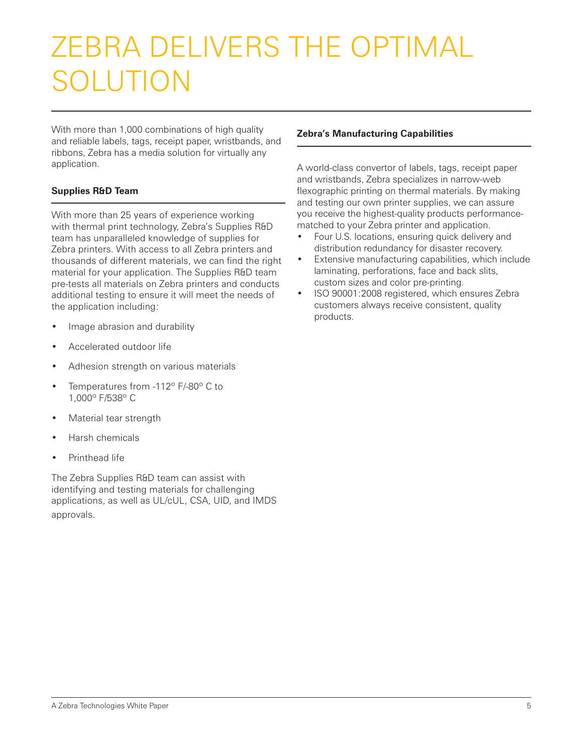# ZEBRA DELIVERS THE OPTIMAL SOLUTION

With more than 1,000 combinations of high quality and reliable labels, tags, receipt paper, wristbands, and ribbons, Zebra has a media solution for virtually any application.

### Supplies R&D Team

With more than 25 years of experience working with thermal print technology, Zebra's Supplies R&D team has unparalleled knowledge of supplies for Zebra printers. With access to all Zebra printers and thousands of different materials, we can find the right material for your application. The Supplies R&D team pre-tests all materials on Zebra printers and conducts additional testing to ensure it will meet the needs of the application including:

- Image abrasion and durability
- Accelerated outdoor life
- Adhesion strength on various materials
- Temperatures from -112° F/-80° C to 1,000° F/538° C
- Material tear strength
- Harsh chemicals
- Printhead life

The Zebra Supplies R&D team can assist with identifying and testing materials for challenging applications, as well as UL/cUL, CSA, UID, and IMDS approvals.

### Zebra's Manufacturing Capabilities

A world-class convertor of labels, tags, receipt paper and wristbands, Zebra specializes in narrow-web flexographic printing on thermal materials. By making and testing our own printer supplies, we can assure you receive the highest-quality products performance-matched to your Zebra printer and application.

- Four U.S. locations, ensuring quick delivery and distribution redundancy for disaster recovery.
- Extensive manufacturing capabilities, which include laminating, perforations, face and back slits, custom sizes and color pre-printing.
- ISO 90001:2008 registered, which ensures Zebra customers always receive consistent, quality products.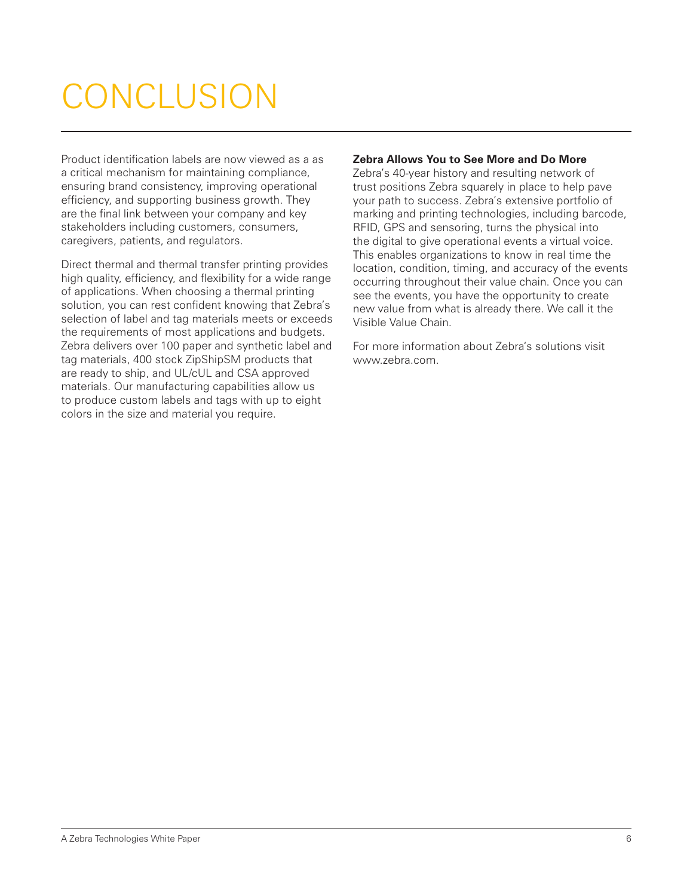# CONCLUSION

Product identification labels are now viewed as a as a critical mechanism for maintaining compliance, ensuring brand consistency, improving operational efficiency, and supporting business growth. They are the final link between your company and key stakeholders including customers, consumers, caregivers, patients, and regulators.

Direct thermal and thermal transfer printing provides high quality, efficiency, and flexibility for a wide range of applications. When choosing a thermal printing solution, you can rest confident knowing that Zebra's selection of label and tag materials meets or exceeds the requirements of most applications and budgets. Zebra delivers over 100 paper and synthetic label and tag materials, 400 stock ZipShipSM products that are ready to ship, and UL/cUL and CSA approved materials. Our manufacturing capabilities allow us to produce custom labels and tags with up to eight colors in the size and material you require.

**Zebra Allows You to See More and Do More**

Zebra's 40-year history and resulting network of trust positions Zebra squarely in place to help pave your path to success. Zebra's extensive portfolio of marking and printing technologies, including barcode, RFID, GPS and sensoring, turns the physical into the digital to give operational events a virtual voice. This enables organizations to know in real time the location, condition, timing, and accuracy of the events occurring throughout their value chain. Once you can see the events, you have the opportunity to create new value from what is already there. We call it the Visible Value Chain.

For more information about Zebra's solutions visit www.zebra.com.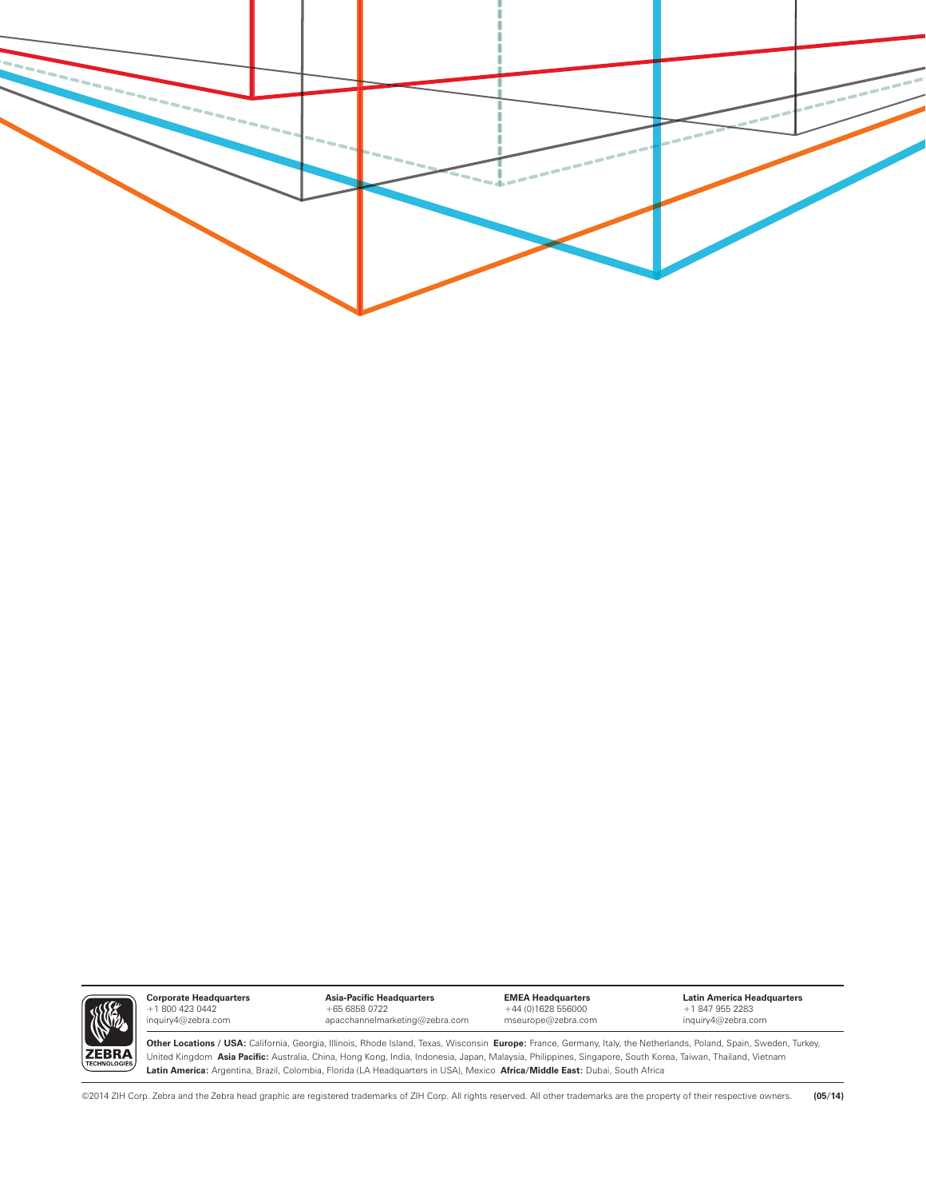**Corporate Headquarters**
+1 800 423 0442
inquiry4@zebra.com

**Asia-Pacific Headquarters**
+65 6858 0722
apacchannelmarketing@zebra.com

**EMEA Headquarters**
+44 (0)1628 556000
mseurope@zebra.com

**Latin America Headquarters**
+1 847 955 2283
inquiry4@zebra.com

**Other Locations / USA:** California, Georgia, Illinois, Rhode Island, Texas, Wisconsin **Europe:** France, Germany, Italy, the Netherlands, Poland, Spain, Sweden, Turkey, United Kingdom **Asia Pacific:** Australia, China, Hong Kong, India, Indonesia, Japan, Malaysia, Philippines, Singapore, South Korea, Taiwan, Thailand, Vietnam **Latin America:** Argentina, Brazil, Colombia, Florida (LA Headquarters in USA), Mexico **Africa/Middle East:** Dubai, South Africa

©2014 ZIH Corp. Zebra and the Zebra head graphic are registered trademarks of ZIH Corp. All rights reserved. All other trademarks are the property of their respective owners. **(05/14)**